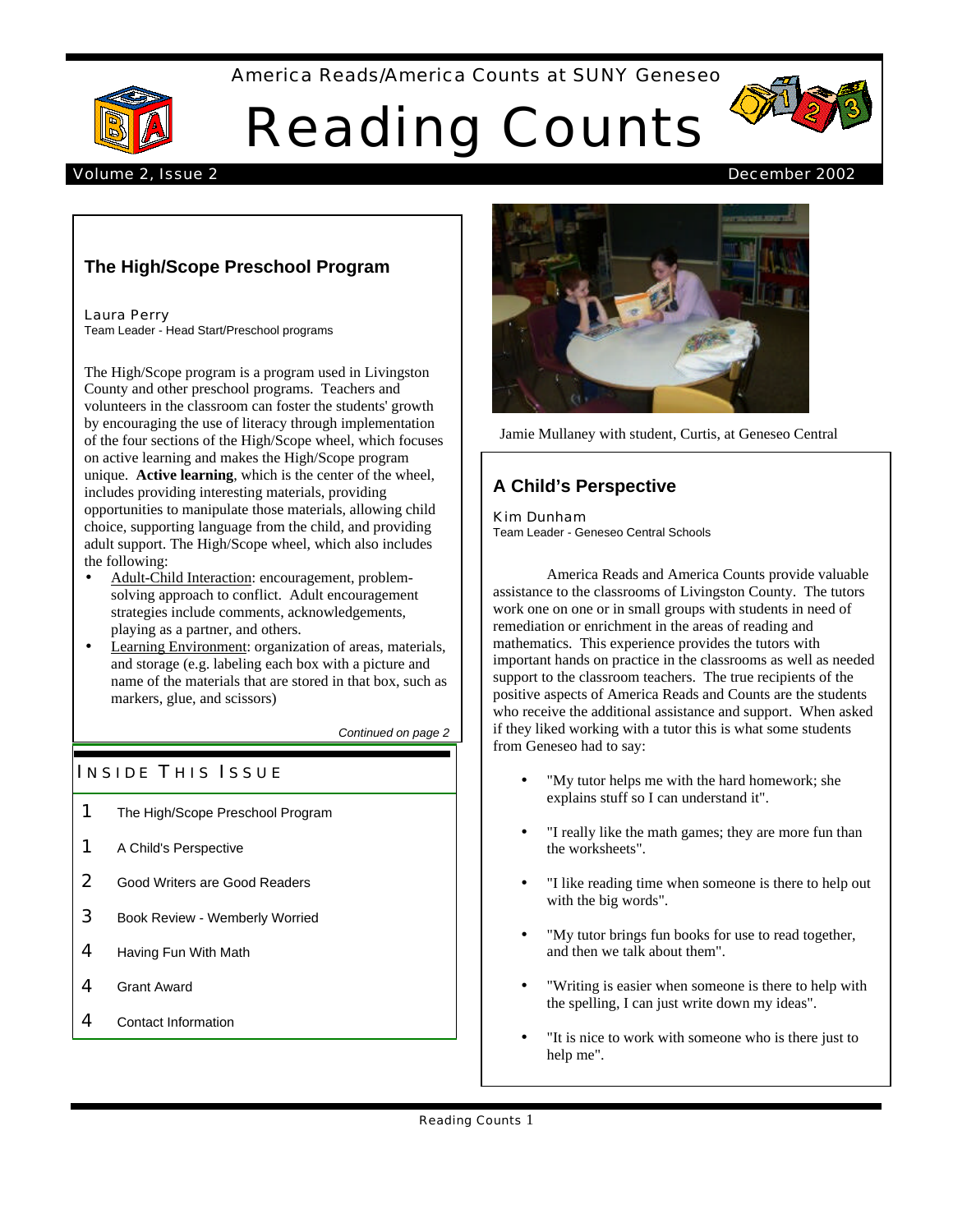America Reads/America Counts at SUNY Geneseo

# Reading Counts

Volume 2, Issue 2 — December 2002

## The High/Scope Preschool Program

Laura Perry
Team Leader - Head Start/Preschool programs

The High/Scope program is a program used in Livingston County and other preschool programs. Teachers and volunteers in the classroom can foster the students' growth by encouraging the use of literacy through implementation of the four sections of the High/Scope wheel, which focuses on active learning and makes the High/Scope program unique. **Active learning**, which is the center of the wheel, includes providing interesting materials, providing opportunities to manipulate those materials, allowing child choice, supporting language from the child, and providing adult support. The High/Scope wheel, which also includes the following:

- Adult-Child Interaction: encouragement, problem-solving approach to conflict. Adult encouragement strategies include comments, acknowledgements, playing as a partner, and others.
- Learning Environment: organization of areas, materials, and storage (e.g. labeling each box with a picture and name of the materials that are stored in that box, such as markers, glue, and scissors)

*Continued on page 2*

### Inside This Issue

| Page | Article |
| --- | --- |
| 1 | The High/Scope Preschool Program |
| 1 | A Child's Perspective |
| 2 | Good Writers are Good Readers |
| 3 | Book Review - Wemberly Worried |
| 4 | Having Fun With Math |
| 4 | Grant Award |
| 4 | Contact Information |

Jamie Mullaney with student, Curtis, at Geneseo Central

## A Child's Perspective

Kim Dunham
Team Leader - Geneseo Central Schools

America Reads and America Counts provide valuable assistance to the classrooms of Livingston County. The tutors work one on one or in small groups with students in need of remediation or enrichment in the areas of reading and mathematics. This experience provides the tutors with important hands on practice in the classrooms as well as needed support to the classroom teachers. The true recipients of the positive aspects of America Reads and Counts are the students who receive the additional assistance and support. When asked if they liked working with a tutor this is what some students from Geneseo had to say:

- "My tutor helps me with the hard homework; she explains stuff so I can understand it".
- "I really like the math games; they are more fun than the worksheets".
- "I like reading time when someone is there to help out with the big words".
- "My tutor brings fun books for use to read together, and then we talk about them".
- "Writing is easier when someone is there to help with the spelling, I can just write down my ideas".
- "It is nice to work with someone who is there just to help me".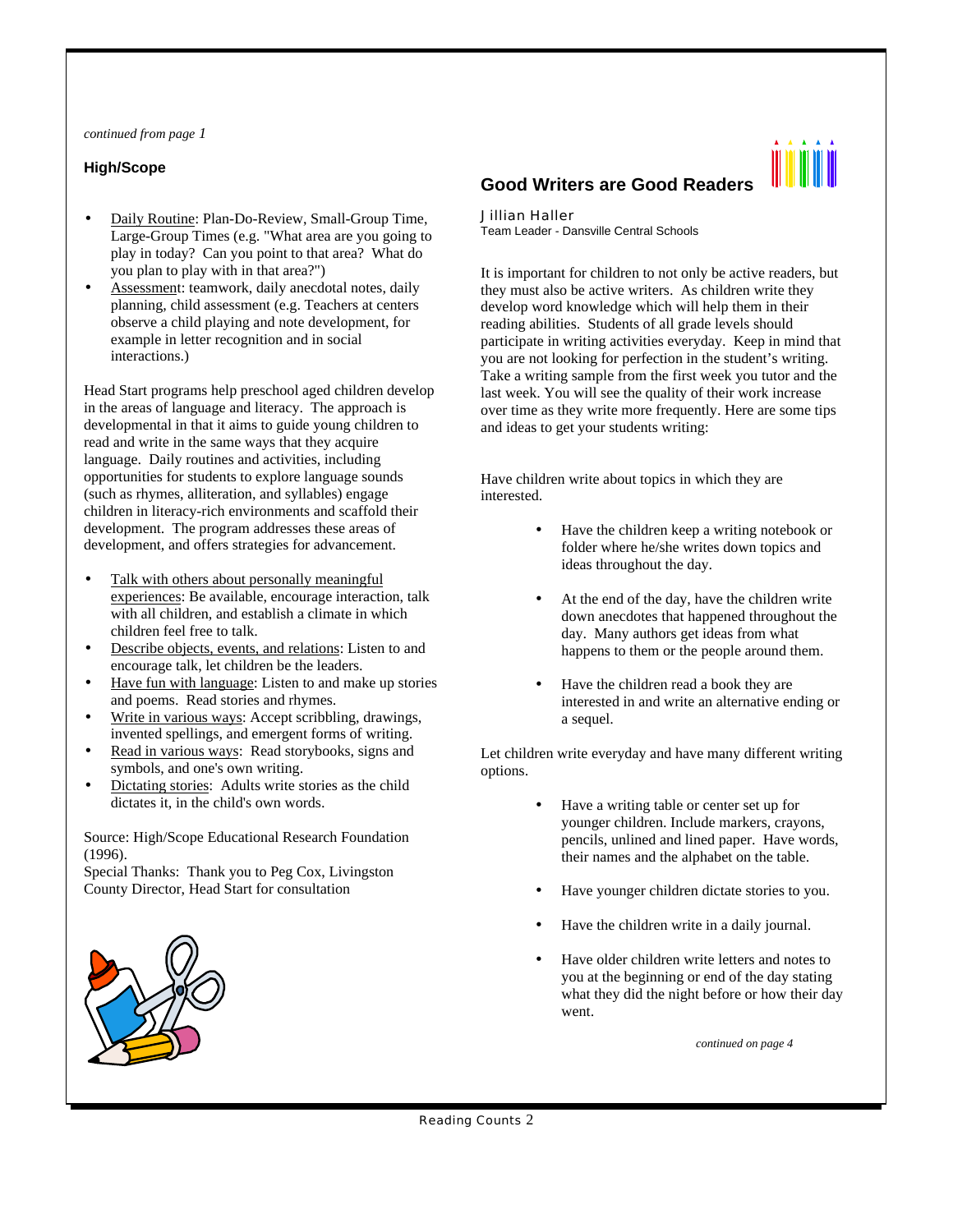*continued from page 1*

### High/Scope

- Daily Routine: Plan-Do-Review, Small-Group Time, Large-Group Times (e.g. "What area are you going to play in today? Can you point to that area? What do you plan to play with in that area?")
- Assessment: teamwork, daily anecdotal notes, daily planning, child assessment (e.g. Teachers at centers observe a child playing and note development, for example in letter recognition and in social interactions.)

Head Start programs help preschool aged children develop in the areas of language and literacy. The approach is developmental in that it aims to guide young children to read and write in the same ways that they acquire language. Daily routines and activities, including opportunities for students to explore language sounds (such as rhymes, alliteration, and syllables) engage children in literacy-rich environments and scaffold their development. The program addresses these areas of development, and offers strategies for advancement.

- Talk with others about personally meaningful experiences: Be available, encourage interaction, talk with all children, and establish a climate in which children feel free to talk.
- Describe objects, events, and relations: Listen to and encourage talk, let children be the leaders.
- Have fun with language: Listen to and make up stories and poems. Read stories and rhymes.
- Write in various ways: Accept scribbling, drawings, invented spellings, and emergent forms of writing.
- Read in various ways: Read storybooks, signs and symbols, and one's own writing.
- Dictating stories: Adults write stories as the child dictates it, in the child's own words.

Source: High/Scope Educational Research Foundation (1996).
Special Thanks: Thank you to Peg Cox, Livingston County Director, Head Start for consultation

## Good Writers are Good Readers

Jillian Haller
Team Leader - Dansville Central Schools

It is important for children to not only be active readers, but they must also be active writers. As children write they develop word knowledge which will help them in their reading abilities. Students of all grade levels should participate in writing activities everyday. Keep in mind that you are not looking for perfection in the student's writing. Take a writing sample from the first week you tutor and the last week. You will see the quality of their work increase over time as they write more frequently. Here are some tips and ideas to get your students writing:

Have children write about topics in which they are interested.

- Have the children keep a writing notebook or folder where he/she writes down topics and ideas throughout the day.
- At the end of the day, have the children write down anecdotes that happened throughout the day. Many authors get ideas from what happens to them or the people around them.
- Have the children read a book they are interested in and write an alternative ending or a sequel.

Let children write everyday and have many different writing options.

- Have a writing table or center set up for younger children. Include markers, crayons, pencils, unlined and lined paper. Have words, their names and the alphabet on the table.
- Have younger children dictate stories to you.
- Have the children write in a daily journal.
- Have older children write letters and notes to you at the beginning or end of the day stating what they did the night before or how their day went.

*continued on page 4*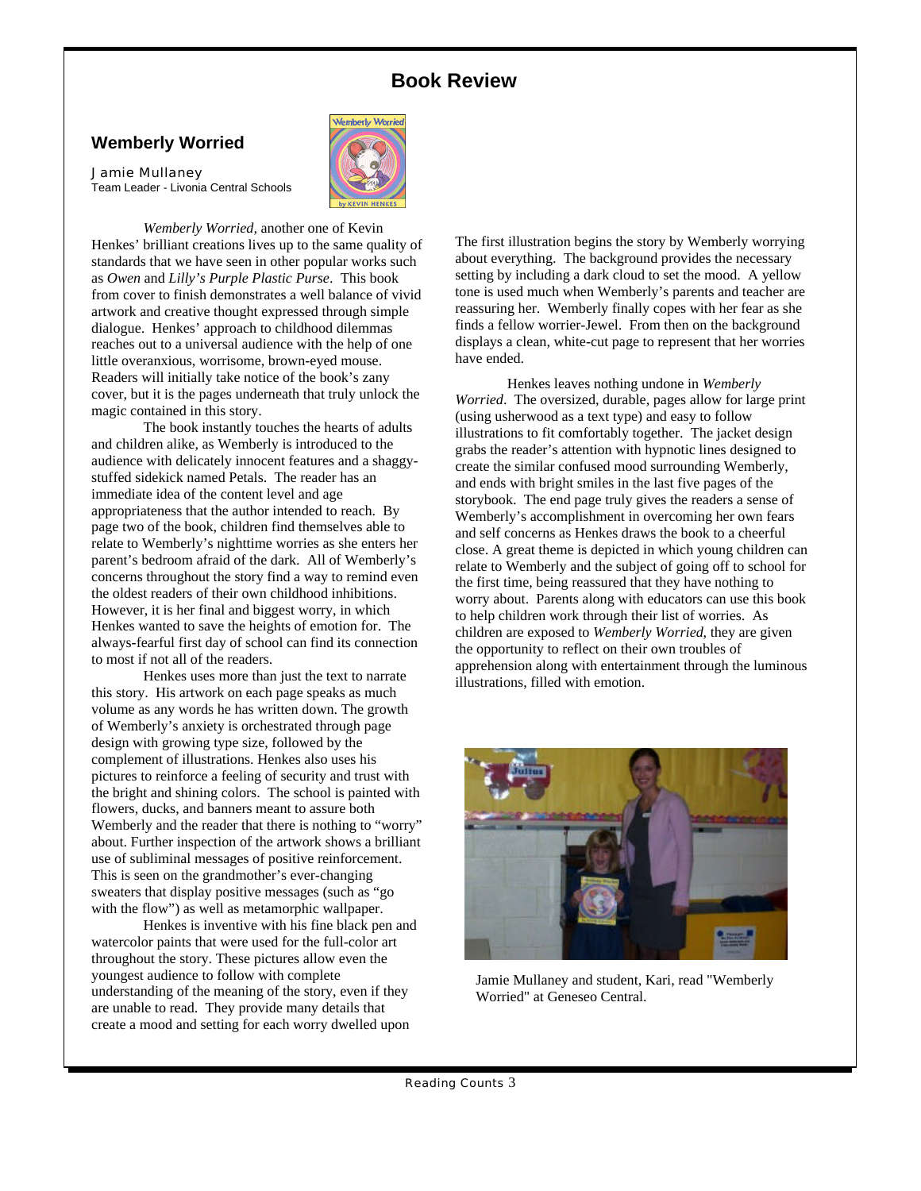# Book Review

## Wemberly Worried

Jamie Mullaney
Team Leader - Livonia Central Schools

*Wemberly Worried*, another one of Kevin Henkes' brilliant creations lives up to the same quality of standards that we have seen in other popular works such as *Owen* and *Lilly's Purple Plastic Purse*. This book from cover to finish demonstrates a well balance of vivid artwork and creative thought expressed through simple dialogue. Henkes' approach to childhood dilemmas reaches out to a universal audience with the help of one little overanxious, worrisome, brown-eyed mouse. Readers will initially take notice of the book's zany cover, but it is the pages underneath that truly unlock the magic contained in this story.

The book instantly touches the hearts of adults and children alike, as Wemberly is introduced to the audience with delicately innocent features and a shaggy-stuffed sidekick named Petals. The reader has an immediate idea of the content level and age appropriateness that the author intended to reach. By page two of the book, children find themselves able to relate to Wemberly's nighttime worries as she enters her parent's bedroom afraid of the dark. All of Wemberly's concerns throughout the story find a way to remind even the oldest readers of their own childhood inhibitions. However, it is her final and biggest worry, in which Henkes wanted to save the heights of emotion for. The always-fearful first day of school can find its connection to most if not all of the readers.

Henkes uses more than just the text to narrate this story. His artwork on each page speaks as much volume as any words he has written down. The growth of Wemberly's anxiety is orchestrated through page design with growing type size, followed by the complement of illustrations. Henkes also uses his pictures to reinforce a feeling of security and trust with the bright and shining colors. The school is painted with flowers, ducks, and banners meant to assure both Wemberly and the reader that there is nothing to "worry" about. Further inspection of the artwork shows a brilliant use of subliminal messages of positive reinforcement. This is seen on the grandmother's ever-changing sweaters that display positive messages (such as "go with the flow") as well as metamorphic wallpaper.

Henkes is inventive with his fine black pen and watercolor paints that were used for the full-color art throughout the story. These pictures allow even the youngest audience to follow with complete understanding of the meaning of the story, even if they are unable to read. They provide many details that create a mood and setting for each worry dwelled upon The first illustration begins the story by Wemberly worrying about everything. The background provides the necessary setting by including a dark cloud to set the mood. A yellow tone is used much when Wemberly's parents and teacher are reassuring her. Wemberly finally copes with her fear as she finds a fellow worrier-Jewel. From then on the background displays a clean, white-cut page to represent that her worries have ended.

Henkes leaves nothing undone in *Wemberly Worried*. The oversized, durable, pages allow for large print (using usherwood as a text type) and easy to follow illustrations to fit comfortably together. The jacket design grabs the reader's attention with hypnotic lines designed to create the similar confused mood surrounding Wemberly, and ends with bright smiles in the last five pages of the storybook. The end page truly gives the readers a sense of Wemberly's accomplishment in overcoming her own fears and self concerns as Henkes draws the book to a cheerful close. A great theme is depicted in which young children can relate to Wemberly and the subject of going off to school for the first time, being reassured that they have nothing to worry about. Parents along with educators can use this book to help children work through their list of worries. As children are exposed to *Wemberly Worried*, they are given the opportunity to reflect on their own troubles of apprehension along with entertainment through the luminous illustrations, filled with emotion.

Jamie Mullaney and student, Kari, read "Wemberly Worried" at Geneseo Central.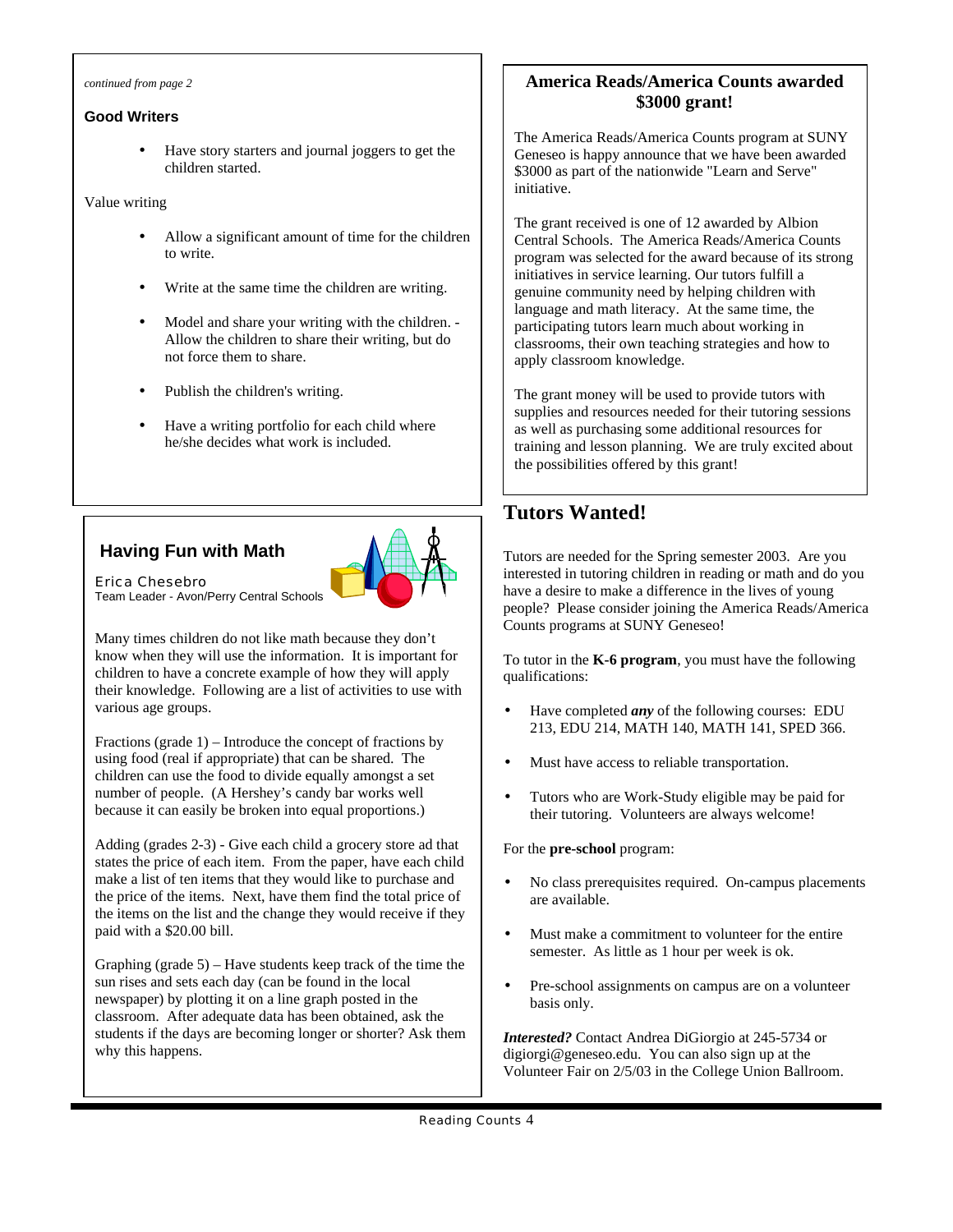*continued from page 2*

**Good Writers**

- Have story starters and journal joggers to get the children started.

Value writing

- Allow a significant amount of time for the children to write.
- Write at the same time the children are writing.
- Model and share your writing with the children. - Allow the children to share their writing, but do not force them to share.
- Publish the children's writing.
- Have a writing portfolio for each child where he/she decides what work is included.

## Having Fun with Math

Erica Chesebro
Team Leader - Avon/Perry Central Schools

Many times children do not like math because they don't know when they will use the information. It is important for children to have a concrete example of how they will apply their knowledge. Following are a list of activities to use with various age groups.

Fractions (grade 1) – Introduce the concept of fractions by using food (real if appropriate) that can be shared. The children can use the food to divide equally amongst a set number of people. (A Hershey's candy bar works well because it can easily be broken into equal proportions.)

Adding (grades 2-3) - Give each child a grocery store ad that states the price of each item. From the paper, have each child make a list of ten items that they would like to purchase and the price of the items. Next, have them find the total price of the items on the list and the change they would receive if they paid with a $20.00 bill.

Graphing (grade 5) – Have students keep track of the time the sun rises and sets each day (can be found in the local newspaper) by plotting it on a line graph posted in the classroom. After adequate data has been obtained, ask the students if the days are becoming longer or shorter? Ask them why this happens.

## America Reads/America Counts awarded $3000 grant!

The America Reads/America Counts program at SUNY Geneseo is happy announce that we have been awarded $3000 as part of the nationwide "Learn and Serve" initiative.

The grant received is one of 12 awarded by Albion Central Schools. The America Reads/America Counts program was selected for the award because of its strong initiatives in service learning. Our tutors fulfill a genuine community need by helping children with language and math literacy. At the same time, the participating tutors learn much about working in classrooms, their own teaching strategies and how to apply classroom knowledge.

The grant money will be used to provide tutors with supplies and resources needed for their tutoring sessions as well as purchasing some additional resources for training and lesson planning. We are truly excited about the possibilities offered by this grant!

## Tutors Wanted!

Tutors are needed for the Spring semester 2003. Are you interested in tutoring children in reading or math and do you have a desire to make a difference in the lives of young people? Please consider joining the America Reads/America Counts programs at SUNY Geneseo!

To tutor in the **K-6 program**, you must have the following qualifications:

- Have completed ***any*** of the following courses: EDU 213, EDU 214, MATH 140, MATH 141, SPED 366.
- Must have access to reliable transportation.
- Tutors who are Work-Study eligible may be paid for their tutoring. Volunteers are always welcome!

For the **pre-school** program:

- No class prerequisites required. On-campus placements are available.
- Must make a commitment to volunteer for the entire semester. As little as 1 hour per week is ok.
- Pre-school assignments on campus are on a volunteer basis only.

***Interested?*** Contact Andrea DiGiorgio at 245-5734 or digiorgi@geneseo.edu. You can also sign up at the Volunteer Fair on 2/5/03 in the College Union Ballroom.